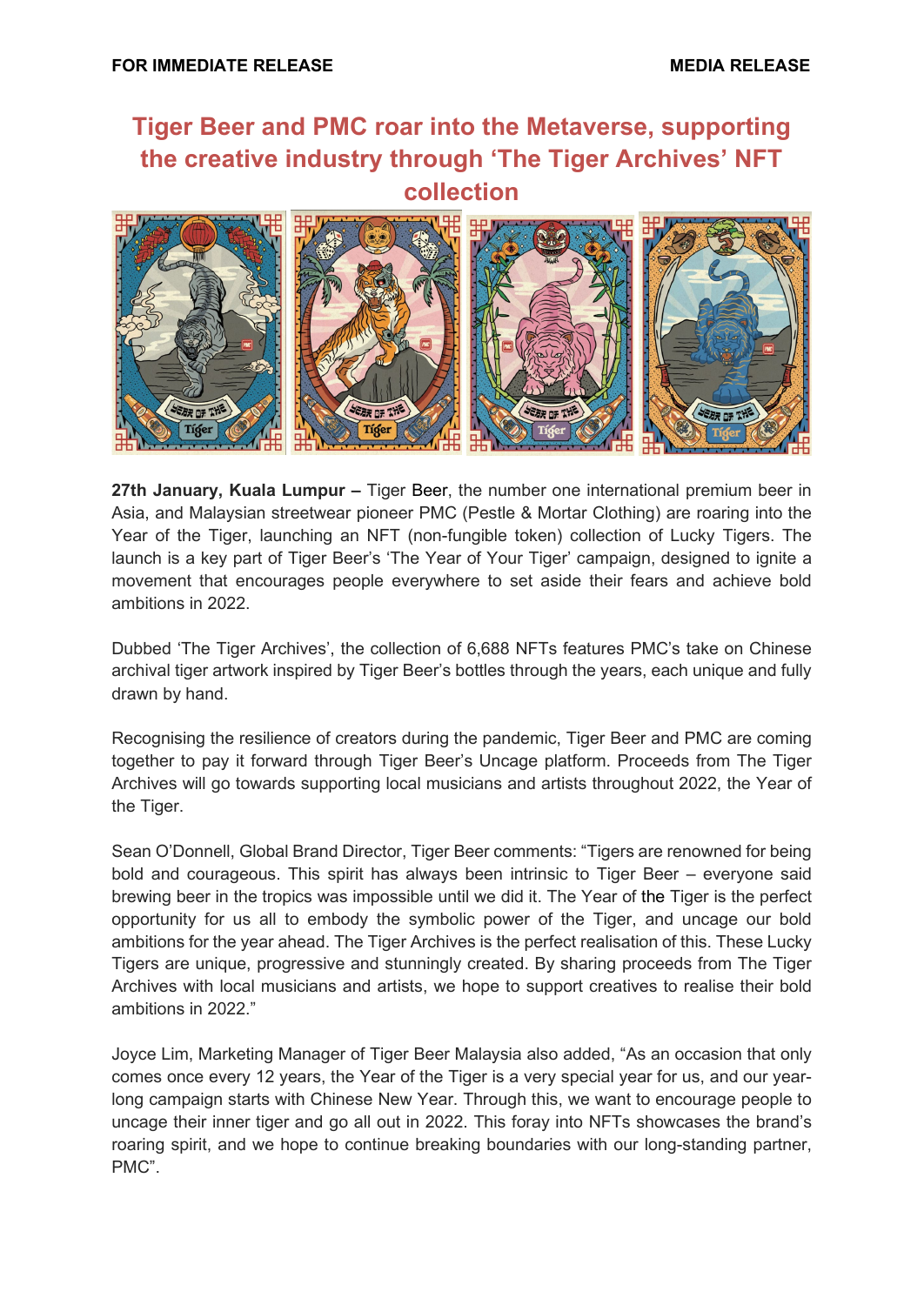**FOR IMMEDIATE RELEASE** **MEDIA RELEASE**

# Tiger Beer and PMC roar into the Metaverse, supporting the creative industry through 'The Tiger Archives' NFT collection

**27th January, Kuala Lumpur –** Tiger Beer, the number one international premium beer in Asia, and Malaysian streetwear pioneer PMC (Pestle & Mortar Clothing) are roaring into the Year of the Tiger, launching an NFT (non-fungible token) collection of Lucky Tigers. The launch is a key part of Tiger Beer's 'The Year of Your Tiger' campaign, designed to ignite a movement that encourages people everywhere to set aside their fears and achieve bold ambitions in 2022.

Dubbed 'The Tiger Archives', the collection of 6,688 NFTs features PMC's take on Chinese archival tiger artwork inspired by Tiger Beer's bottles through the years, each unique and fully drawn by hand.

Recognising the resilience of creators during the pandemic, Tiger Beer and PMC are coming together to pay it forward through Tiger Beer's Uncage platform. Proceeds from The Tiger Archives will go towards supporting local musicians and artists throughout 2022, the Year of the Tiger.

Sean O'Donnell, Global Brand Director, Tiger Beer comments: "Tigers are renowned for being bold and courageous. This spirit has always been intrinsic to Tiger Beer – everyone said brewing beer in the tropics was impossible until we did it. The Year of the Tiger is the perfect opportunity for us all to embody the symbolic power of the Tiger, and uncage our bold ambitions for the year ahead. The Tiger Archives is the perfect realisation of this. These Lucky Tigers are unique, progressive and stunningly created. By sharing proceeds from The Tiger Archives with local musicians and artists, we hope to support creatives to realise their bold ambitions in 2022."

Joyce Lim, Marketing Manager of Tiger Beer Malaysia also added, "As an occasion that only comes once every 12 years, the Year of the Tiger is a very special year for us, and our year-long campaign starts with Chinese New Year. Through this, we want to encourage people to uncage their inner tiger and go all out in 2022. This foray into NFTs showcases the brand's roaring spirit, and we hope to continue breaking boundaries with our long-standing partner, PMC".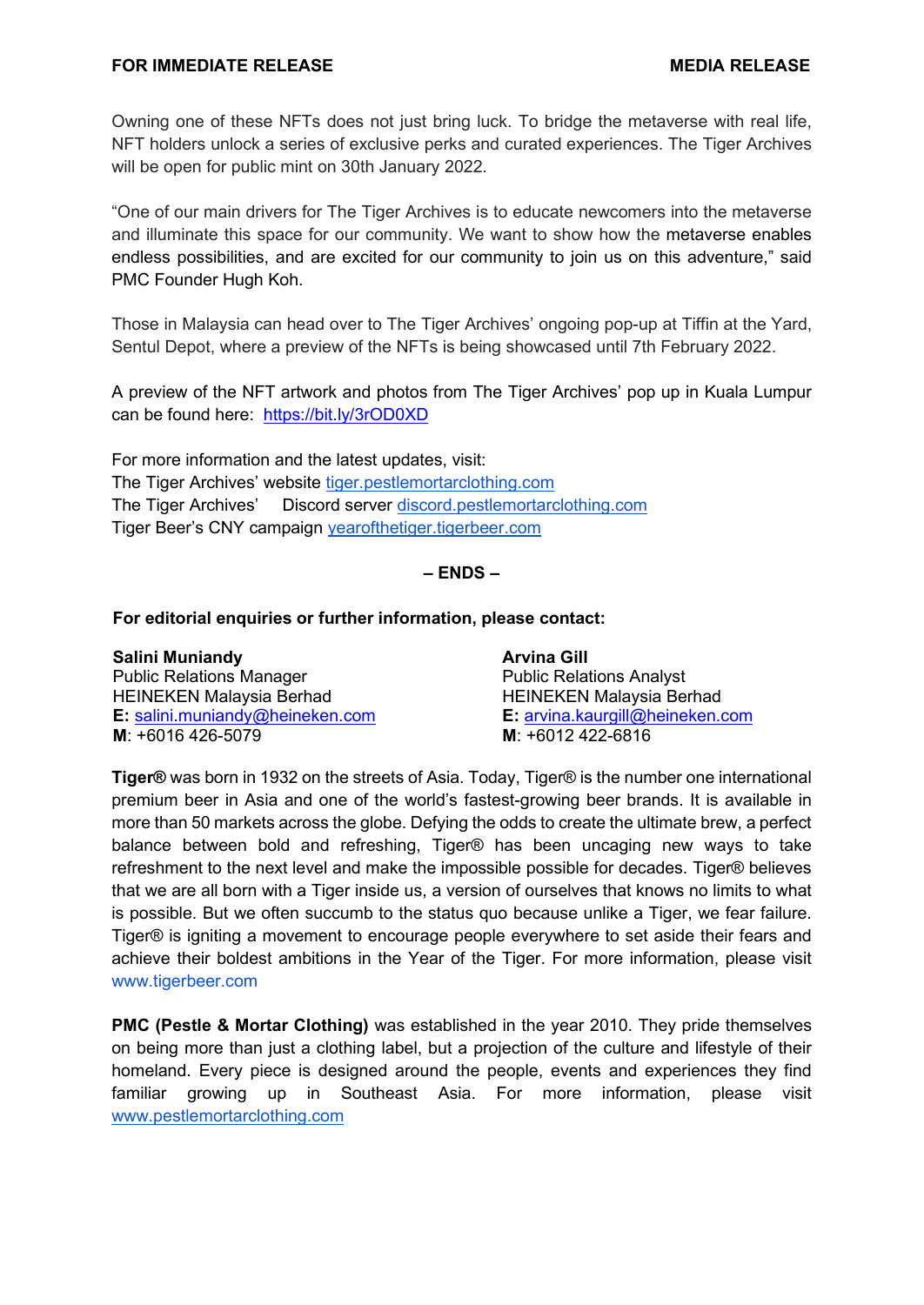Owning one of these NFTs does not just bring luck. To bridge the metaverse with real life, NFT holders unlock a series of exclusive perks and curated experiences. The Tiger Archives will be open for public mint on 30th January 2022.

"One of our main drivers for The Tiger Archives is to educate newcomers into the metaverse and illuminate this space for our community. We want to show how the metaverse enables endless possibilities, and are excited for our community to join us on this adventure," said PMC Founder Hugh Koh.

Those in Malaysia can head over to The Tiger Archives' ongoing pop-up at Tiffin at the Yard, Sentul Depot, where a preview of the NFTs is being showcased until 7th February 2022.

A preview of the NFT artwork and photos from The Tiger Archives' pop up in Kuala Lumpur can be found here: https://bit.ly/3rOD0XD

For more information and the latest updates, visit:
The Tiger Archives' website tiger.pestlemortarclothing.com
The Tiger Archives' Discord server discord.pestlemortarclothing.com
Tiger Beer's CNY campaign yearofthetiger.tigerbeer.com

**– ENDS –**

**For editorial enquiries or further information, please contact:**

**Salini Muniandy**
Public Relations Manager
HEINEKEN Malaysia Berhad
**E:** salini.muniandy@heineken.com
**M**: +6016 426-5079

**Arvina Gill**
Public Relations Analyst
HEINEKEN Malaysia Berhad
**E:** arvina.kaurgill@heineken.com
**M**: +6012 422-6816

**Tiger®** was born in 1932 on the streets of Asia. Today, Tiger® is the number one international premium beer in Asia and one of the world's fastest-growing beer brands. It is available in more than 50 markets across the globe. Defying the odds to create the ultimate brew, a perfect balance between bold and refreshing, Tiger® has been uncaging new ways to take refreshment to the next level and make the impossible possible for decades. Tiger® believes that we are all born with a Tiger inside us, a version of ourselves that knows no limits to what is possible. But we often succumb to the status quo because unlike a Tiger, we fear failure. Tiger® is igniting a movement to encourage people everywhere to set aside their fears and achieve their boldest ambitions in the Year of the Tiger. For more information, please visit www.tigerbeer.com

**PMC (Pestle & Mortar Clothing)** was established in the year 2010. They pride themselves on being more than just a clothing label, but a projection of the culture and lifestyle of their homeland. Every piece is designed around the people, events and experiences they find familiar growing up in Southeast Asia. For more information, please visit www.pestlemortarclothing.com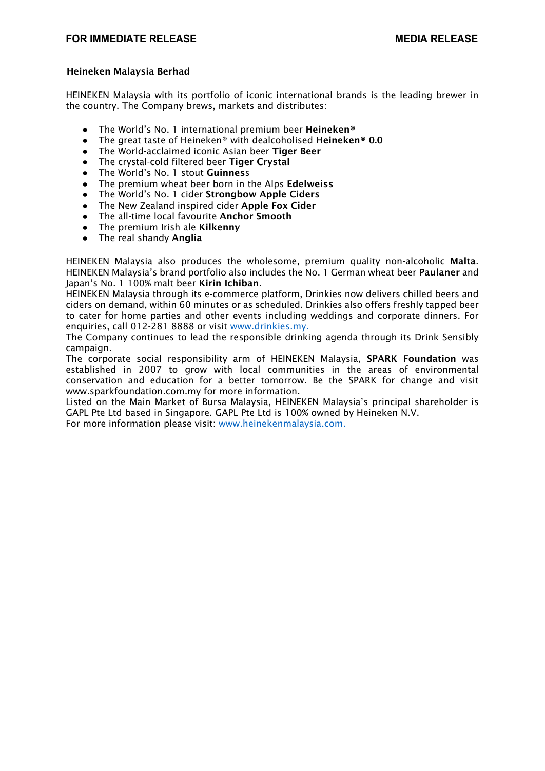**Heineken Malaysia Berhad**

HEINEKEN Malaysia with its portfolio of iconic international brands is the leading brewer in the country. The Company brews, markets and distributes:

- The World's No. 1 international premium beer **Heineken®**
- The great taste of Heineken® with dealcoholised **Heineken® 0.0**
- The World-acclaimed iconic Asian beer **Tiger Beer**
- The crystal-cold filtered beer **Tiger Crystal**
- The World's No. 1 stout **Guinness**
- The premium wheat beer born in the Alps **Edelweiss**
- The World's No. 1 cider **Strongbow Apple Ciders**
- The New Zealand inspired cider **Apple Fox Cider**
- The all-time local favourite **Anchor Smooth**
- The premium Irish ale **Kilkenny**
- The real shandy **Anglia**

HEINEKEN Malaysia also produces the wholesome, premium quality non-alcoholic **Malta**. HEINEKEN Malaysia's brand portfolio also includes the No. 1 German wheat beer **Paulaner** and Japan's No. 1 100% malt beer **Kirin Ichiban**.
HEINEKEN Malaysia through its e-commerce platform, Drinkies now delivers chilled beers and ciders on demand, within 60 minutes or as scheduled. Drinkies also offers freshly tapped beer to cater for home parties and other events including weddings and corporate dinners. For enquiries, call 012-281 8888 or visit [www.drinkies.my.](www.drinkies.my)
The Company continues to lead the responsible drinking agenda through its Drink Sensibly campaign.
The corporate social responsibility arm of HEINEKEN Malaysia, **SPARK Foundation** was established in 2007 to grow with local communities in the areas of environmental conservation and education for a better tomorrow. Be the SPARK for change and visit www.sparkfoundation.com.my for more information.
Listed on the Main Market of Bursa Malaysia, HEINEKEN Malaysia's principal shareholder is GAPL Pte Ltd based in Singapore. GAPL Pte Ltd is 100% owned by Heineken N.V.
For more information please visit: [www.heinekenmalaysia.com.](www.heinekenmalaysia.com)